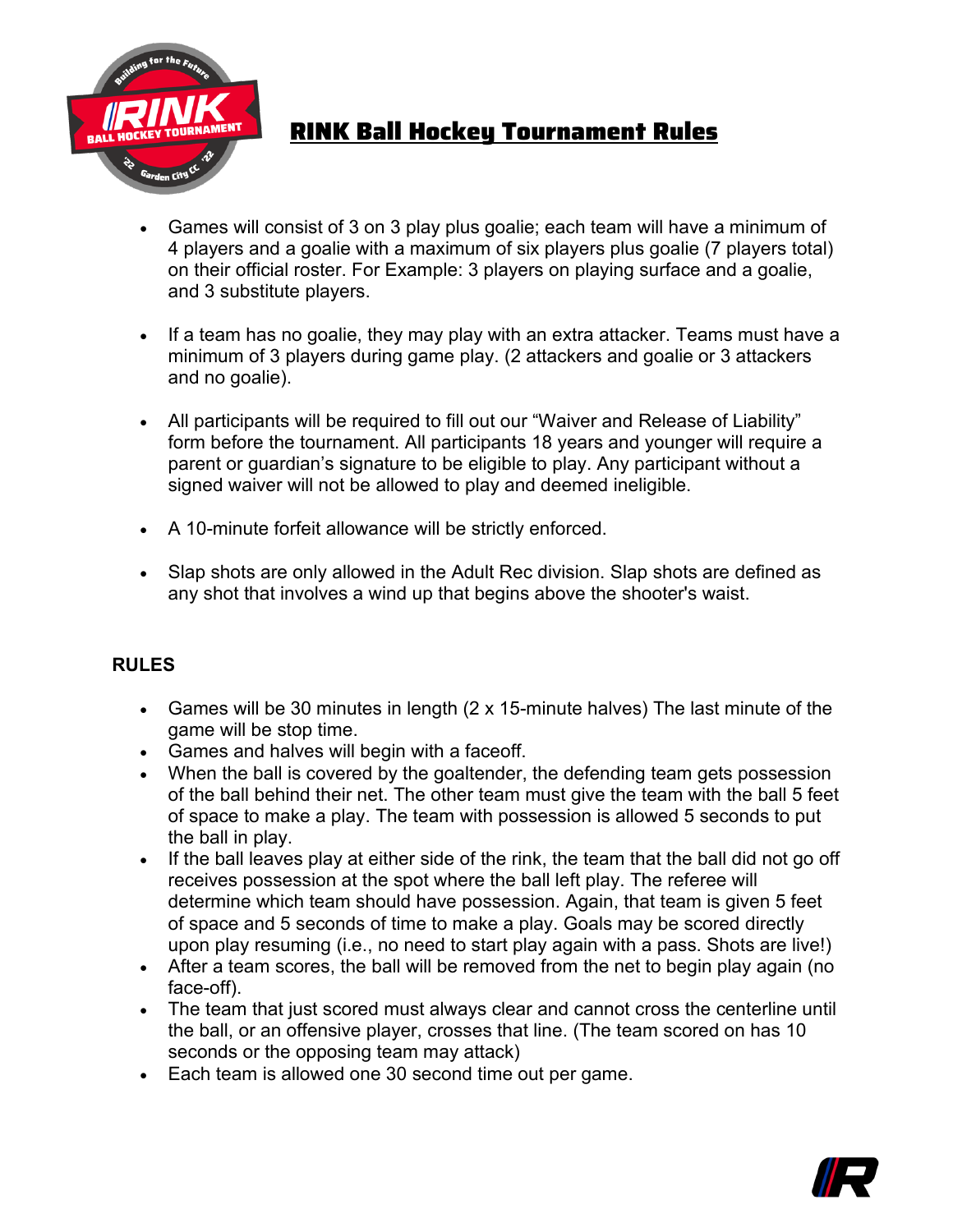# RINK Ball Hockey Tournament Rules

- Games will consist of 3 on 3 play plus goalie; each team will have a minimum of 4 players and a goalie with a maximum of six players plus goalie (7 players total) on their official roster. For Example: 3 players on playing surface and a goalie, and 3 substitute players.

- If a team has no goalie, they may play with an extra attacker. Teams must have a minimum of 3 players during game play. (2 attackers and goalie or 3 attackers and no goalie).

- All participants will be required to fill out our "Waiver and Release of Liability" form before the tournament. All participants 18 years and younger will require a parent or guardian's signature to be eligible to play. Any participant without a signed waiver will not be allowed to play and deemed ineligible.

- A 10-minute forfeit allowance will be strictly enforced.

- Slap shots are only allowed in the Adult Rec division. Slap shots are defined as any shot that involves a wind up that begins above the shooter's waist.

## RULES

- Games will be 30 minutes in length (2 x 15-minute halves) The last minute of the game will be stop time.
- Games and halves will begin with a faceoff.
- When the ball is covered by the goaltender, the defending team gets possession of the ball behind their net. The other team must give the team with the ball 5 feet of space to make a play. The team with possession is allowed 5 seconds to put the ball in play.
- If the ball leaves play at either side of the rink, the team that the ball did not go off receives possession at the spot where the ball left play. The referee will determine which team should have possession. Again, that team is given 5 feet of space and 5 seconds of time to make a play. Goals may be scored directly upon play resuming (i.e., no need to start play again with a pass. Shots are live!)
- After a team scores, the ball will be removed from the net to begin play again (no face-off).
- The team that just scored must always clear and cannot cross the centerline until the ball, or an offensive player, crosses that line. (The team scored on has 10 seconds or the opposing team may attack)
- Each team is allowed one 30 second time out per game.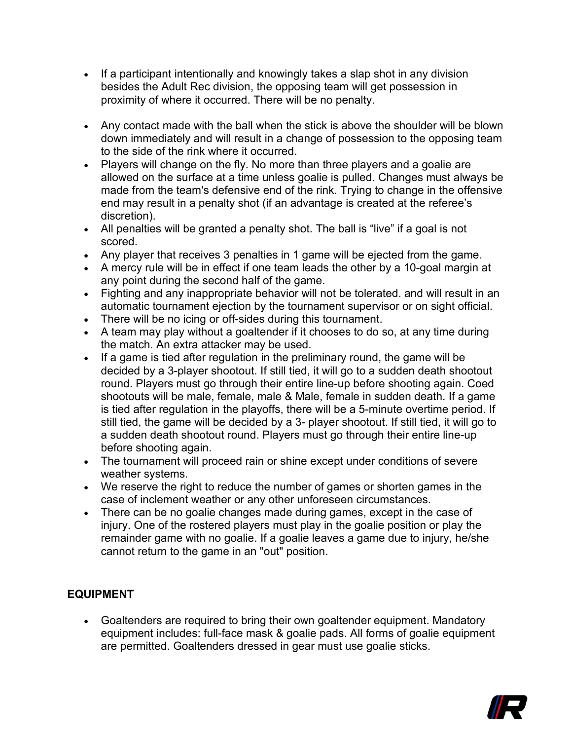- If a participant intentionally and knowingly takes a slap shot in any division besides the Adult Rec division, the opposing team will get possession in proximity of where it occurred. There will be no penalty.

- Any contact made with the ball when the stick is above the shoulder will be blown down immediately and will result in a change of possession to the opposing team to the side of the rink where it occurred.
- Players will change on the fly. No more than three players and a goalie are allowed on the surface at a time unless goalie is pulled. Changes must always be made from the team's defensive end of the rink. Trying to change in the offensive end may result in a penalty shot (if an advantage is created at the referee's discretion).
- All penalties will be granted a penalty shot. The ball is "live" if a goal is not scored.
- Any player that receives 3 penalties in 1 game will be ejected from the game.
- A mercy rule will be in effect if one team leads the other by a 10-goal margin at any point during the second half of the game.
- Fighting and any inappropriate behavior will not be tolerated. and will result in an automatic tournament ejection by the tournament supervisor or on sight official.
- There will be no icing or off-sides during this tournament.
- A team may play without a goaltender if it chooses to do so, at any time during the match. An extra attacker may be used.
- If a game is tied after regulation in the preliminary round, the game will be decided by a 3-player shootout. If still tied, it will go to a sudden death shootout round. Players must go through their entire line-up before shooting again. Coed shootouts will be male, female, male & Male, female in sudden death. If a game is tied after regulation in the playoffs, there will be a 5-minute overtime period. If still tied, the game will be decided by a 3- player shootout. If still tied, it will go to a sudden death shootout round. Players must go through their entire line-up before shooting again.
- The tournament will proceed rain or shine except under conditions of severe weather systems.
- We reserve the right to reduce the number of games or shorten games in the case of inclement weather or any other unforeseen circumstances.
- There can be no goalie changes made during games, except in the case of injury. One of the rostered players must play in the goalie position or play the remainder game with no goalie. If a goalie leaves a game due to injury, he/she cannot return to the game in an "out" position.

## EQUIPMENT

- Goaltenders are required to bring their own goaltender equipment. Mandatory equipment includes: full-face mask & goalie pads. All forms of goalie equipment are permitted. Goaltenders dressed in gear must use goalie sticks.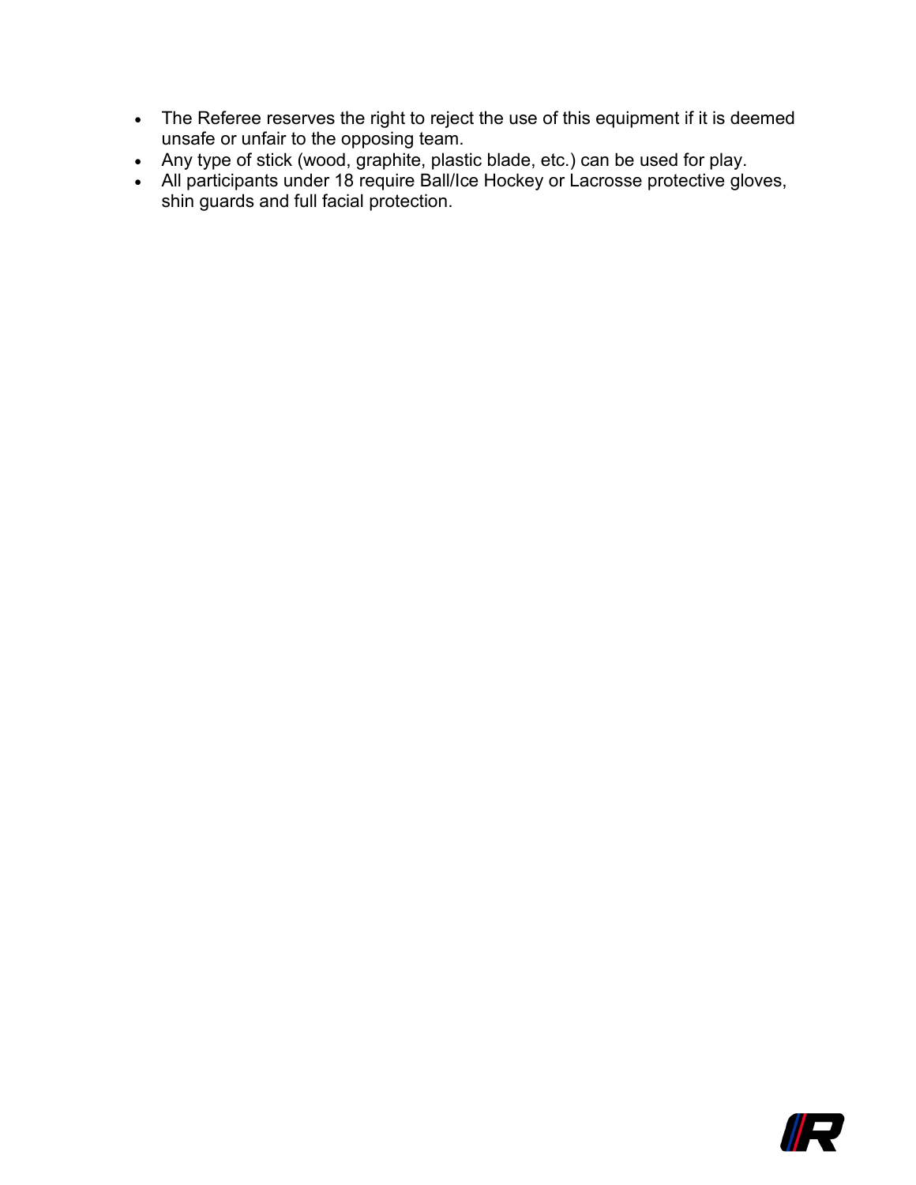- The Referee reserves the right to reject the use of this equipment if it is deemed unsafe or unfair to the opposing team.
- Any type of stick (wood, graphite, plastic blade, etc.) can be used for play.
- All participants under 18 require Ball/Ice Hockey or Lacrosse protective gloves, shin guards and full facial protection.